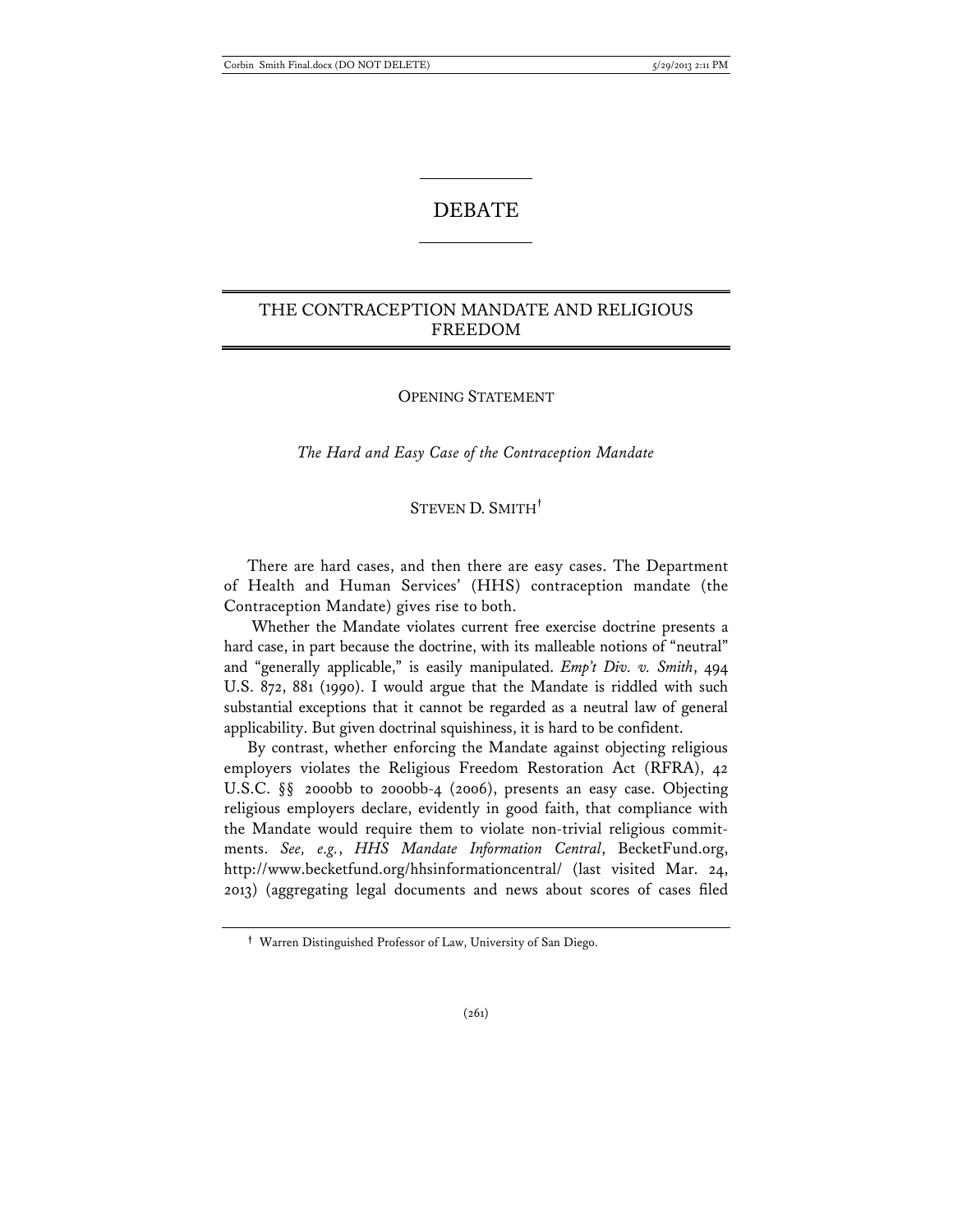# DEBATE

## THE CONTRACEPTION MANDATE AND RELIGIOUS FREEDOM

### OPENING STATEMENT

*The Hard and Easy Case of the Contraception Mandate*

STEVEN D. SMITH[†]

There are hard cases, and then there are easy cases. The Department of Health and Human Services' (HHS) contraception mandate (the Contraception Mandate) gives rise to both.

Whether the Mandate violates current free exercise doctrine presents a hard case, in part because the doctrine, with its malleable notions of "neutral" and "generally applicable," is easily manipulated. *Emp't Div. v. Smith*, 494 U.S. 872, 881 (1990). I would argue that the Mandate is riddled with such substantial exceptions that it cannot be regarded as a neutral law of general applicability. But given doctrinal squishiness, it is hard to be confident.

By contrast, whether enforcing the Mandate against objecting religious employers violates the Religious Freedom Restoration Act (RFRA), 42 U.S.C. §§ 2000bb to 2000bb-4 (2006), presents an easy case. Objecting religious employers declare, evidently in good faith, that compliance with the Mandate would require them to violate non-trivial religious commitments. *See, e.g.*, *HHS Mandate Information Central*, BecketFund.org, http://www.becketfund.org/hhsinformationcentral/ (last visited Mar. 24, 2013) (aggregating legal documents and news about scores of cases filed

[†] Warren Distinguished Professor of Law, University of San Diego.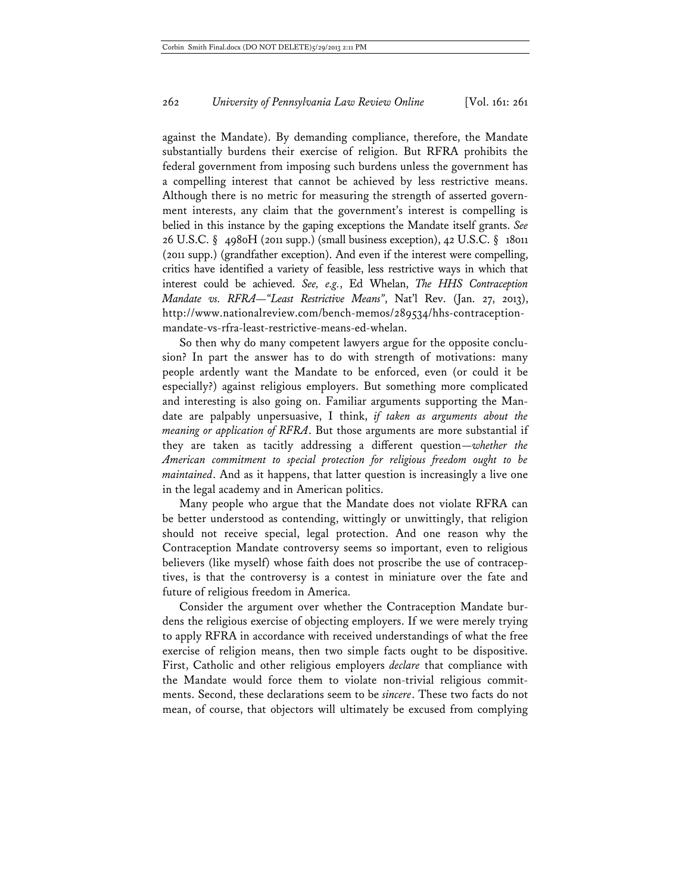against the Mandate). By demanding compliance, therefore, the Mandate substantially burdens their exercise of religion. But RFRA prohibits the federal government from imposing such burdens unless the government has a compelling interest that cannot be achieved by less restrictive means. Although there is no metric for measuring the strength of asserted government interests, any claim that the government's interest is compelling is belied in this instance by the gaping exceptions the Mandate itself grants. *See* 26 U.S.C. § 4980H (2011 supp.) (small business exception), 42 U.S.C. § 18011 (2011 supp.) (grandfather exception). And even if the interest were compelling, critics have identified a variety of feasible, less restrictive ways in which that interest could be achieved. *See, e.g.*, Ed Whelan, *The HHS Contraception Mandate vs. RFRA—"Least Restrictive Means"*, Nat'l Rev. (Jan. 27, 2013), http://www.nationalreview.com/bench-memos/289534/hhs-contraception-mandate-vs-rfra-least-restrictive-means-ed-whelan.

So then why do many competent lawyers argue for the opposite conclusion? In part the answer has to do with strength of motivations: many people ardently want the Mandate to be enforced, even (or could it be especially?) against religious employers. But something more complicated and interesting is also going on. Familiar arguments supporting the Mandate are palpably unpersuasive, I think, *if taken as arguments about the meaning or application of RFRA*. But those arguments are more substantial if they are taken as tacitly addressing a different question—*whether the American commitment to special protection for religious freedom ought to be maintained*. And as it happens, that latter question is increasingly a live one in the legal academy and in American politics.

Many people who argue that the Mandate does not violate RFRA can be better understood as contending, wittingly or unwittingly, that religion should not receive special, legal protection. And one reason why the Contraception Mandate controversy seems so important, even to religious believers (like myself) whose faith does not proscribe the use of contraceptives, is that the controversy is a contest in miniature over the fate and future of religious freedom in America.

Consider the argument over whether the Contraception Mandate burdens the religious exercise of objecting employers. If we were merely trying to apply RFRA in accordance with received understandings of what the free exercise of religion means, then two simple facts ought to be dispositive. First, Catholic and other religious employers *declare* that compliance with the Mandate would force them to violate non-trivial religious commitments. Second, these declarations seem to be *sincere*. These two facts do not mean, of course, that objectors will ultimately be excused from complying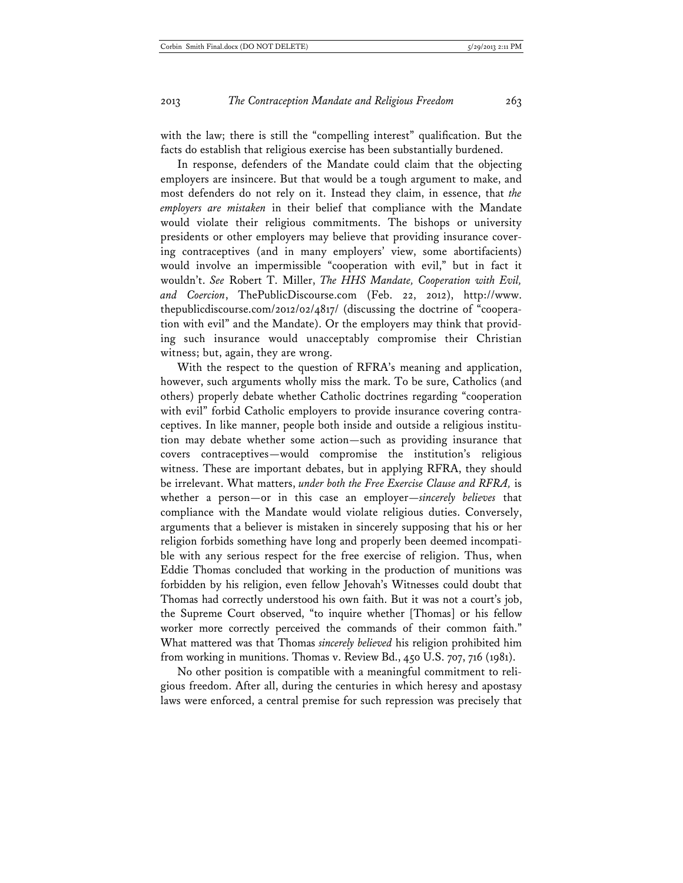with the law; there is still the "compelling interest" qualification. But the facts do establish that religious exercise has been substantially burdened.

In response, defenders of the Mandate could claim that the objecting employers are insincere. But that would be a tough argument to make, and most defenders do not rely on it. Instead they claim, in essence, that *the employers are mistaken* in their belief that compliance with the Mandate would violate their religious commitments. The bishops or university presidents or other employers may believe that providing insurance covering contraceptives (and in many employers' view, some abortifacients) would involve an impermissible "cooperation with evil," but in fact it wouldn't. *See* Robert T. Miller, *The HHS Mandate, Cooperation with Evil, and Coercion*, ThePublicDiscourse.com (Feb. 22, 2012), http://www.thepublicdiscourse.com/2012/02/4817/ (discussing the doctrine of "cooperation with evil" and the Mandate). Or the employers may think that providing such insurance would unacceptably compromise their Christian witness; but, again, they are wrong.

With the respect to the question of RFRA's meaning and application, however, such arguments wholly miss the mark. To be sure, Catholics (and others) properly debate whether Catholic doctrines regarding "cooperation with evil" forbid Catholic employers to provide insurance covering contraceptives. In like manner, people both inside and outside a religious institution may debate whether some action—such as providing insurance that covers contraceptives—would compromise the institution's religious witness. These are important debates, but in applying RFRA, they should be irrelevant. What matters, *under both the Free Exercise Clause and RFRA,* is whether a person—or in this case an employer—*sincerely believes* that compliance with the Mandate would violate religious duties. Conversely, arguments that a believer is mistaken in sincerely supposing that his or her religion forbids something have long and properly been deemed incompatible with any serious respect for the free exercise of religion. Thus, when Eddie Thomas concluded that working in the production of munitions was forbidden by his religion, even fellow Jehovah's Witnesses could doubt that Thomas had correctly understood his own faith. But it was not a court's job, the Supreme Court observed, "to inquire whether [Thomas] or his fellow worker more correctly perceived the commands of their common faith." What mattered was that Thomas *sincerely believed* his religion prohibited him from working in munitions. Thomas v. Review Bd., 450 U.S. 707, 716 (1981).

No other position is compatible with a meaningful commitment to religious freedom. After all, during the centuries in which heresy and apostasy laws were enforced, a central premise for such repression was precisely that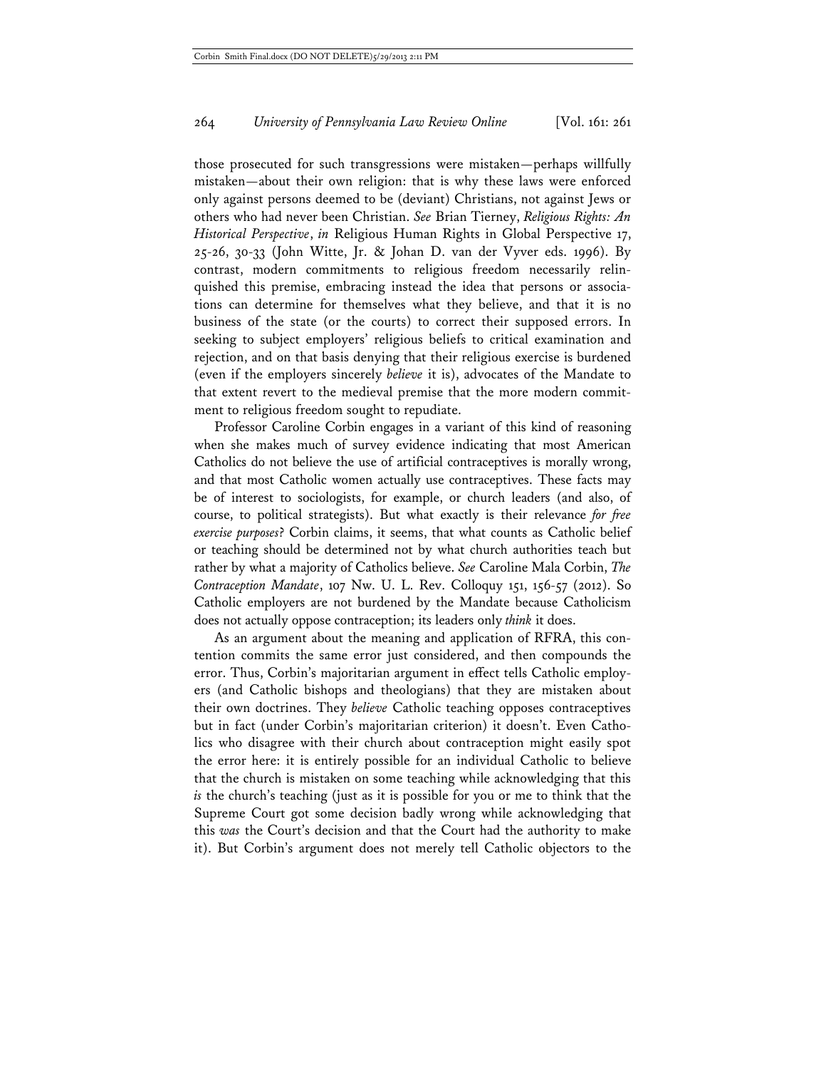those prosecuted for such transgressions were mistaken—perhaps willfully mistaken—about their own religion: that is why these laws were enforced only against persons deemed to be (deviant) Christians, not against Jews or others who had never been Christian. *See* Brian Tierney, *Religious Rights: An Historical Perspective*, *in* Religious Human Rights in Global Perspective 17, 25-26, 30-33 (John Witte, Jr. & Johan D. van der Vyver eds. 1996). By contrast, modern commitments to religious freedom necessarily relinquished this premise, embracing instead the idea that persons or associations can determine for themselves what they believe, and that it is no business of the state (or the courts) to correct their supposed errors. In seeking to subject employers' religious beliefs to critical examination and rejection, and on that basis denying that their religious exercise is burdened (even if the employers sincerely *believe* it is), advocates of the Mandate to that extent revert to the medieval premise that the more modern commitment to religious freedom sought to repudiate.

Professor Caroline Corbin engages in a variant of this kind of reasoning when she makes much of survey evidence indicating that most American Catholics do not believe the use of artificial contraceptives is morally wrong, and that most Catholic women actually use contraceptives. These facts may be of interest to sociologists, for example, or church leaders (and also, of course, to political strategists). But what exactly is their relevance *for free exercise purposes*? Corbin claims, it seems, that what counts as Catholic belief or teaching should be determined not by what church authorities teach but rather by what a majority of Catholics believe. *See* Caroline Mala Corbin, *The Contraception Mandate*, 107 Nw. U. L. Rev. Colloquy 151, 156-57 (2012). So Catholic employers are not burdened by the Mandate because Catholicism does not actually oppose contraception; its leaders only *think* it does.

As an argument about the meaning and application of RFRA, this contention commits the same error just considered, and then compounds the error. Thus, Corbin's majoritarian argument in effect tells Catholic employers (and Catholic bishops and theologians) that they are mistaken about their own doctrines. They *believe* Catholic teaching opposes contraceptives but in fact (under Corbin's majoritarian criterion) it doesn't. Even Catholics who disagree with their church about contraception might easily spot the error here: it is entirely possible for an individual Catholic to believe that the church is mistaken on some teaching while acknowledging that this *is* the church's teaching (just as it is possible for you or me to think that the Supreme Court got some decision badly wrong while acknowledging that this *was* the Court's decision and that the Court had the authority to make it). But Corbin's argument does not merely tell Catholic objectors to the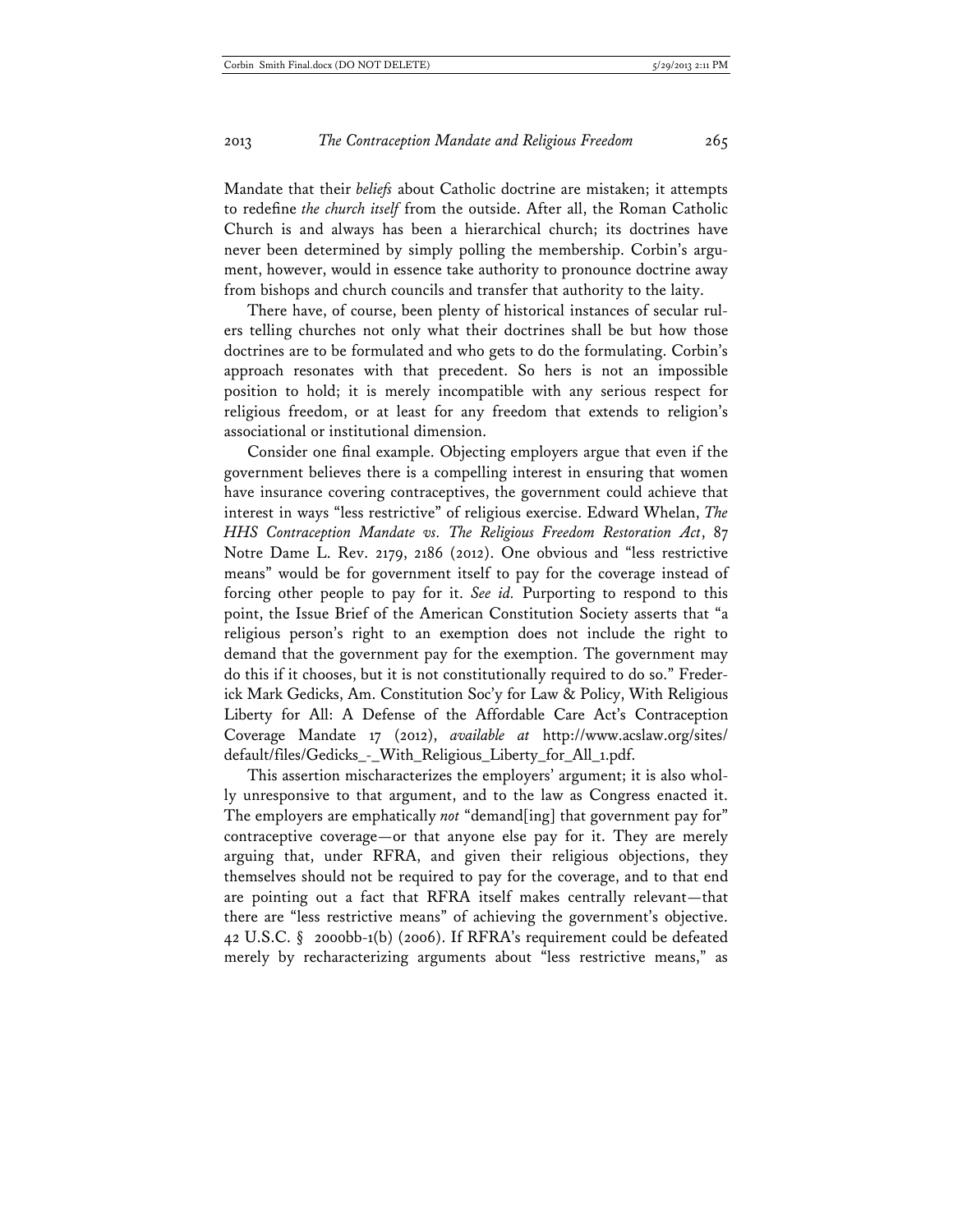Mandate that their *beliefs* about Catholic doctrine are mistaken; it attempts to redefine *the church itself* from the outside. After all, the Roman Catholic Church is and always has been a hierarchical church; its doctrines have never been determined by simply polling the membership. Corbin's argument, however, would in essence take authority to pronounce doctrine away from bishops and church councils and transfer that authority to the laity.

There have, of course, been plenty of historical instances of secular rulers telling churches not only what their doctrines shall be but how those doctrines are to be formulated and who gets to do the formulating. Corbin's approach resonates with that precedent. So hers is not an impossible position to hold; it is merely incompatible with any serious respect for religious freedom, or at least for any freedom that extends to religion's associational or institutional dimension.

Consider one final example. Objecting employers argue that even if the government believes there is a compelling interest in ensuring that women have insurance covering contraceptives, the government could achieve that interest in ways "less restrictive" of religious exercise. Edward Whelan, *The HHS Contraception Mandate vs. The Religious Freedom Restoration Act*, 87 Notre Dame L. Rev. 2179, 2186 (2012). One obvious and "less restrictive means" would be for government itself to pay for the coverage instead of forcing other people to pay for it. *See id.* Purporting to respond to this point, the Issue Brief of the American Constitution Society asserts that "a religious person's right to an exemption does not include the right to demand that the government pay for the exemption. The government may do this if it chooses, but it is not constitutionally required to do so." Frederick Mark Gedicks, Am. Constitution Soc'y for Law & Policy, With Religious Liberty for All: A Defense of the Affordable Care Act's Contraception Coverage Mandate 17 (2012), *available at* http://www.acslaw.org/sites/default/files/Gedicks_-_With_Religious_Liberty_for_All_1.pdf.

This assertion mischaracterizes the employers' argument; it is also wholly unresponsive to that argument, and to the law as Congress enacted it. The employers are emphatically *not* "demand[ing] that government pay for" contraceptive coverage—or that anyone else pay for it. They are merely arguing that, under RFRA, and given their religious objections, they themselves should not be required to pay for the coverage, and to that end are pointing out a fact that RFRA itself makes centrally relevant—that there are "less restrictive means" of achieving the government's objective. 42 U.S.C. § 2000bb-1(b) (2006). If RFRA's requirement could be defeated merely by recharacterizing arguments about "less restrictive means," as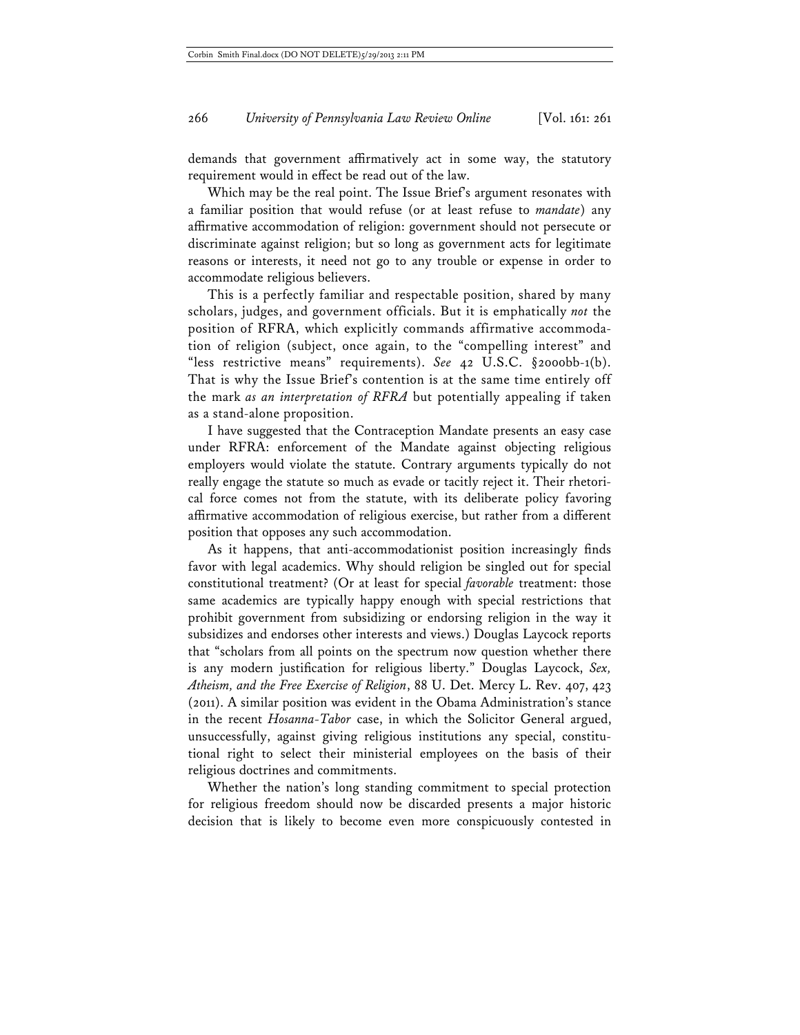demands that government affirmatively act in some way, the statutory requirement would in effect be read out of the law.

Which may be the real point. The Issue Brief's argument resonates with a familiar position that would refuse (or at least refuse to *mandate*) any affirmative accommodation of religion: government should not persecute or discriminate against religion; but so long as government acts for legitimate reasons or interests, it need not go to any trouble or expense in order to accommodate religious believers.

This is a perfectly familiar and respectable position, shared by many scholars, judges, and government officials. But it is emphatically *not* the position of RFRA, which explicitly commands affirmative accommodation of religion (subject, once again, to the "compelling interest" and "less restrictive means" requirements). *See* 42 U.S.C. §2000bb-1(b). That is why the Issue Brief's contention is at the same time entirely off the mark *as an interpretation of RFRA* but potentially appealing if taken as a stand-alone proposition.

I have suggested that the Contraception Mandate presents an easy case under RFRA: enforcement of the Mandate against objecting religious employers would violate the statute. Contrary arguments typically do not really engage the statute so much as evade or tacitly reject it. Their rhetorical force comes not from the statute, with its deliberate policy favoring affirmative accommodation of religious exercise, but rather from a different position that opposes any such accommodation.

As it happens, that anti-accommodationist position increasingly finds favor with legal academics. Why should religion be singled out for special constitutional treatment? (Or at least for special *favorable* treatment: those same academics are typically happy enough with special restrictions that prohibit government from subsidizing or endorsing religion in the way it subsidizes and endorses other interests and views.) Douglas Laycock reports that "scholars from all points on the spectrum now question whether there is any modern justification for religious liberty." Douglas Laycock, *Sex, Atheism, and the Free Exercise of Religion*, 88 U. Det. Mercy L. Rev. 407, 423 (2011). A similar position was evident in the Obama Administration's stance in the recent *Hosanna-Tabor* case, in which the Solicitor General argued, unsuccessfully, against giving religious institutions any special, constitutional right to select their ministerial employees on the basis of their religious doctrines and commitments.

Whether the nation's long standing commitment to special protection for religious freedom should now be discarded presents a major historic decision that is likely to become even more conspicuously contested in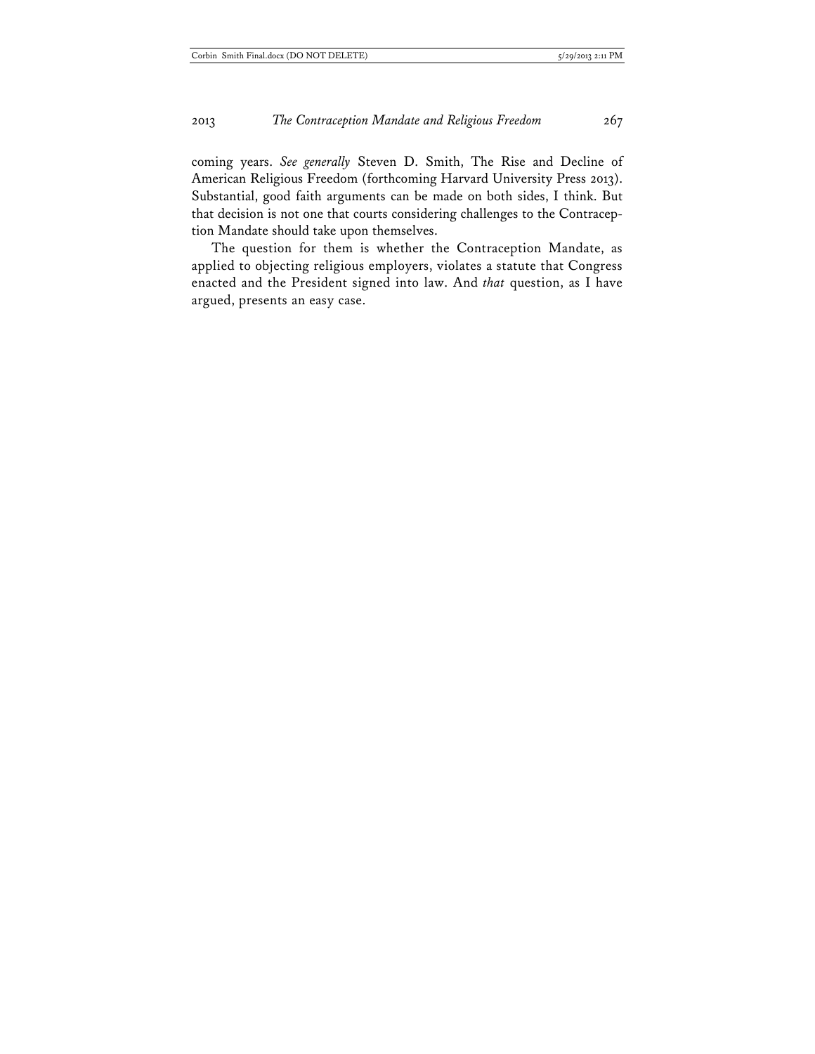coming years. *See generally* Steven D. Smith, The Rise and Decline of American Religious Freedom (forthcoming Harvard University Press 2013). Substantial, good faith arguments can be made on both sides, I think. But that decision is not one that courts considering challenges to the Contraception Mandate should take upon themselves.

The question for them is whether the Contraception Mandate, as applied to objecting religious employers, violates a statute that Congress enacted and the President signed into law. And *that* question, as I have argued, presents an easy case.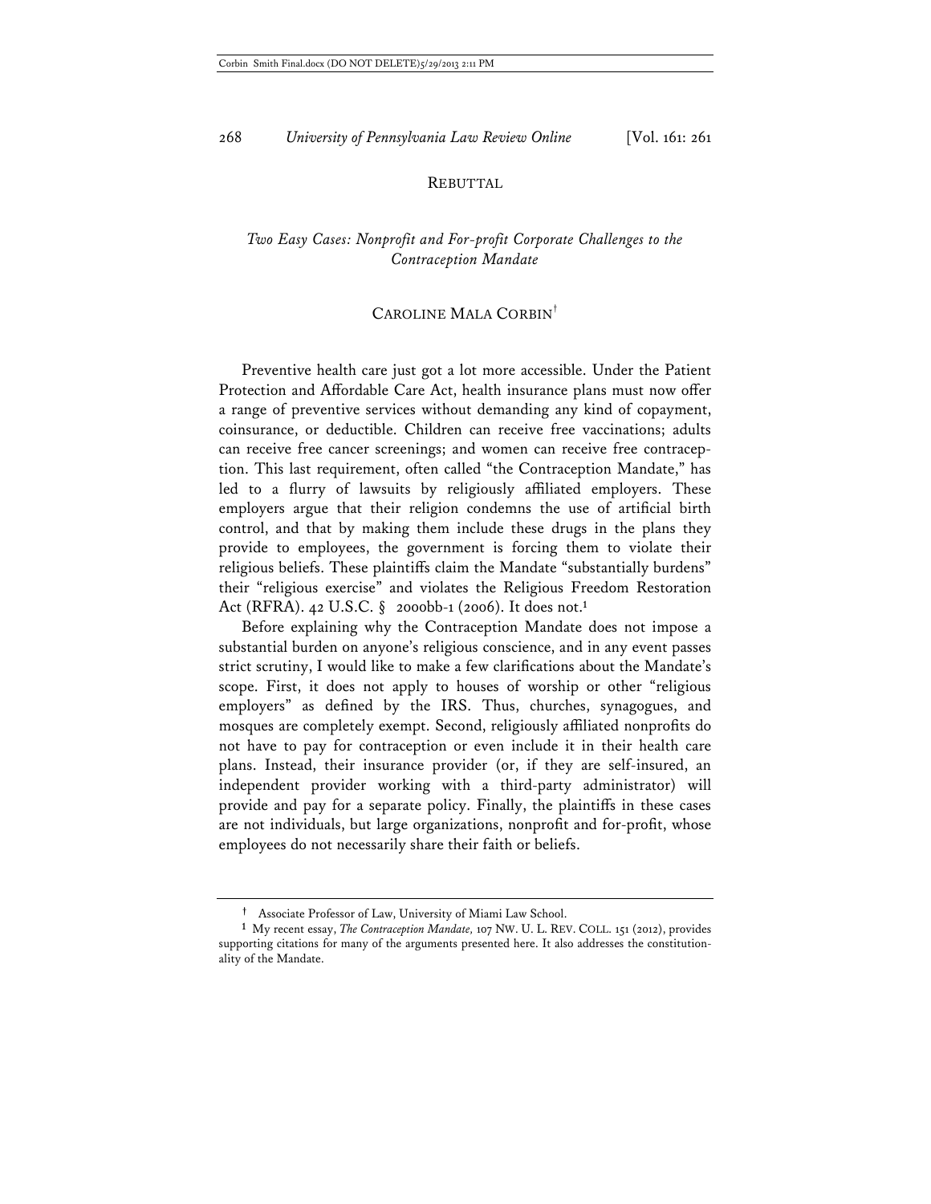REBUTTAL

## *Two Easy Cases: Nonprofit and For-profit Corporate Challenges to the Contraception Mandate*

CAROLINE MALA CORBIN[†]

Preventive health care just got a lot more accessible. Under the Patient Protection and Affordable Care Act, health insurance plans must now offer a range of preventive services without demanding any kind of copayment, coinsurance, or deductible. Children can receive free vaccinations; adults can receive free cancer screenings; and women can receive free contraception. This last requirement, often called "the Contraception Mandate," has led to a flurry of lawsuits by religiously affiliated employers. These employers argue that their religion condemns the use of artificial birth control, and that by making them include these drugs in the plans they provide to employees, the government is forcing them to violate their religious beliefs. These plaintiffs claim the Mandate "substantially burdens" their "religious exercise" and violates the Religious Freedom Restoration Act (RFRA). 42 U.S.C. § 2000bb-1 (2006). It does not.[1]

Before explaining why the Contraception Mandate does not impose a substantial burden on anyone's religious conscience, and in any event passes strict scrutiny, I would like to make a few clarifications about the Mandate's scope. First, it does not apply to houses of worship or other "religious employers" as defined by the IRS. Thus, churches, synagogues, and mosques are completely exempt. Second, religiously affiliated nonprofits do not have to pay for contraception or even include it in their health care plans. Instead, their insurance provider (or, if they are self-insured, an independent provider working with a third-party administrator) will provide and pay for a separate policy. Finally, the plaintiffs in these cases are not individuals, but large organizations, nonprofit and for-profit, whose employees do not necessarily share their faith or beliefs.

---

[†] Associate Professor of Law, University of Miami Law School.

[1] My recent essay, *The Contraception Mandate,* 107 NW. U. L. REV. COLL. 151 (2012), provides supporting citations for many of the arguments presented here. It also addresses the constitutionality of the Mandate.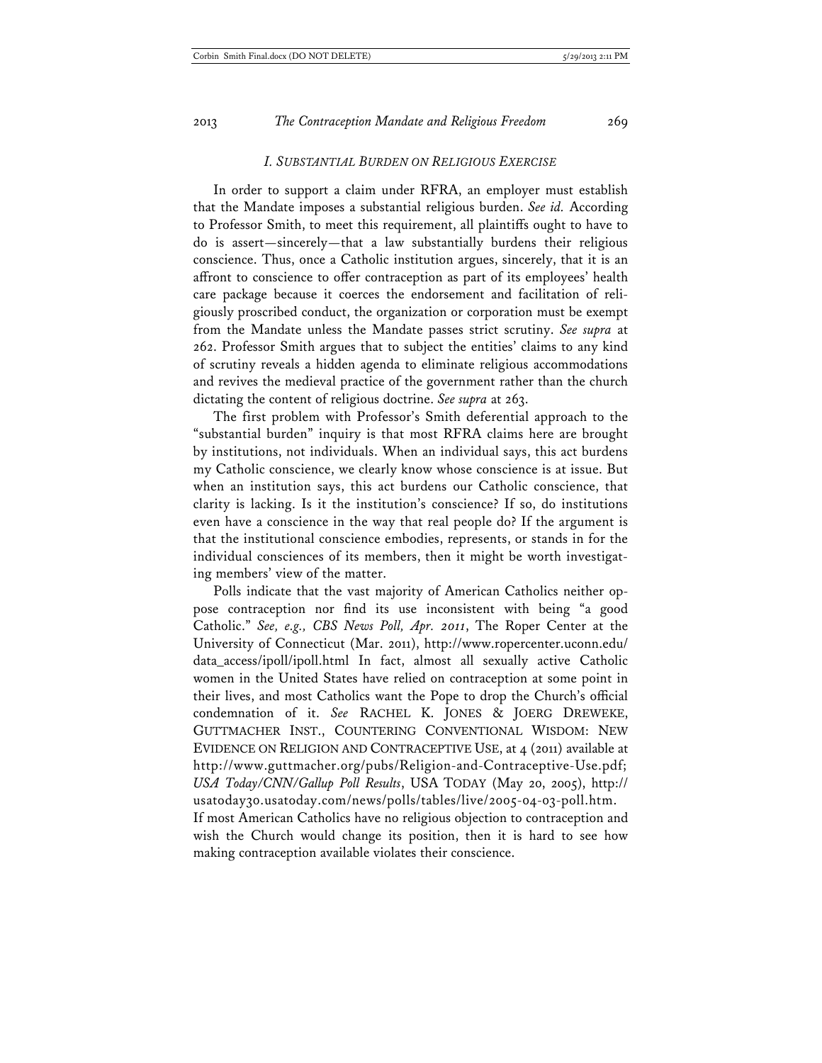## *I. Substantial Burden on Religious Exercise*

In order to support a claim under RFRA, an employer must establish that the Mandate imposes a substantial religious burden. *See id.* According to Professor Smith, to meet this requirement, all plaintiffs ought to have to do is assert—sincerely—that a law substantially burdens their religious conscience. Thus, once a Catholic institution argues, sincerely, that it is an affront to conscience to offer contraception as part of its employees' health care package because it coerces the endorsement and facilitation of religiously proscribed conduct, the organization or corporation must be exempt from the Mandate unless the Mandate passes strict scrutiny. *See supra* at 262. Professor Smith argues that to subject the entities' claims to any kind of scrutiny reveals a hidden agenda to eliminate religious accommodations and revives the medieval practice of the government rather than the church dictating the content of religious doctrine. *See supra* at 263.

The first problem with Professor's Smith deferential approach to the "substantial burden" inquiry is that most RFRA claims here are brought by institutions, not individuals. When an individual says, this act burdens my Catholic conscience, we clearly know whose conscience is at issue. But when an institution says, this act burdens our Catholic conscience, that clarity is lacking. Is it the institution's conscience? If so, do institutions even have a conscience in the way that real people do? If the argument is that the institutional conscience embodies, represents, or stands in for the individual consciences of its members, then it might be worth investigating members' view of the matter.

Polls indicate that the vast majority of American Catholics neither oppose contraception nor find its use inconsistent with being "a good Catholic." *See, e.g., CBS News Poll, Apr. 2011*, The Roper Center at the University of Connecticut (Mar. 2011), http://www.ropercenter.uconn.edu/data_access/ipoll/ipoll.html In fact, almost all sexually active Catholic women in the United States have relied on contraception at some point in their lives, and most Catholics want the Pope to drop the Church's official condemnation of it. *See* RACHEL K. JONES & JOERG DREWEKE, GUTTMACHER INST., COUNTERING CONVENTIONAL WISDOM: NEW EVIDENCE ON RELIGION AND CONTRACEPTIVE USE, at 4 (2011) available at http://www.guttmacher.org/pubs/Religion-and-Contraceptive-Use.pdf; *USA Today/CNN/Gallup Poll Results*, USA TODAY (May 20, 2005), http://usatoday30.usatoday.com/news/polls/tables/live/2005-04-03-poll.htm. If most American Catholics have no religious objection to contraception and wish the Church would change its position, then it is hard to see how making contraception available violates their conscience.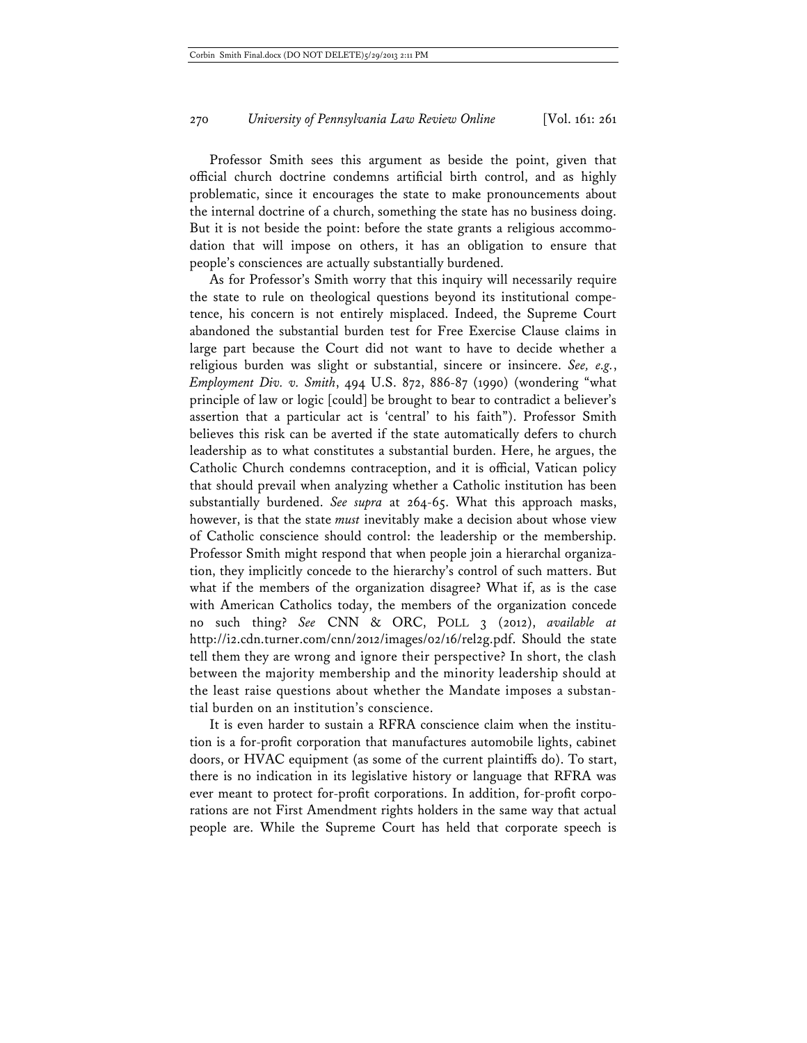Professor Smith sees this argument as beside the point, given that official church doctrine condemns artificial birth control, and as highly problematic, since it encourages the state to make pronouncements about the internal doctrine of a church, something the state has no business doing. But it is not beside the point: before the state grants a religious accommodation that will impose on others, it has an obligation to ensure that people's consciences are actually substantially burdened.

As for Professor's Smith worry that this inquiry will necessarily require the state to rule on theological questions beyond its institutional competence, his concern is not entirely misplaced. Indeed, the Supreme Court abandoned the substantial burden test for Free Exercise Clause claims in large part because the Court did not want to have to decide whether a religious burden was slight or substantial, sincere or insincere. *See, e.g.*, *Employment Div. v. Smith*, 494 U.S. 872, 886-87 (1990) (wondering "what principle of law or logic [could] be brought to bear to contradict a believer's assertion that a particular act is 'central' to his faith"). Professor Smith believes this risk can be averted if the state automatically defers to church leadership as to what constitutes a substantial burden. Here, he argues, the Catholic Church condemns contraception, and it is official, Vatican policy that should prevail when analyzing whether a Catholic institution has been substantially burdened. *See supra* at 264-65. What this approach masks, however, is that the state *must* inevitably make a decision about whose view of Catholic conscience should control: the leadership or the membership. Professor Smith might respond that when people join a hierarchal organization, they implicitly concede to the hierarchy's control of such matters. But what if the members of the organization disagree? What if, as is the case with American Catholics today, the members of the organization concede no such thing? *See* CNN & ORC, POLL 3 (2012), *available at* http://i2.cdn.turner.com/cnn/2012/images/02/16/rel2g.pdf. Should the state tell them they are wrong and ignore their perspective? In short, the clash between the majority membership and the minority leadership should at the least raise questions about whether the Mandate imposes a substantial burden on an institution's conscience.

It is even harder to sustain a RFRA conscience claim when the institution is a for-profit corporation that manufactures automobile lights, cabinet doors, or HVAC equipment (as some of the current plaintiffs do). To start, there is no indication in its legislative history or language that RFRA was ever meant to protect for-profit corporations. In addition, for-profit corporations are not First Amendment rights holders in the same way that actual people are. While the Supreme Court has held that corporate speech is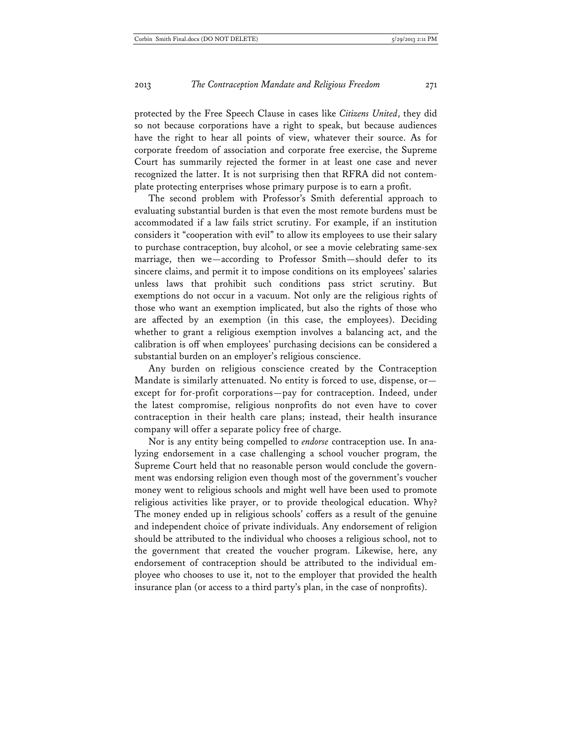protected by the Free Speech Clause in cases like *Citizens United*, they did so not because corporations have a right to speak, but because audiences have the right to hear all points of view, whatever their source. As for corporate freedom of association and corporate free exercise, the Supreme Court has summarily rejected the former in at least one case and never recognized the latter. It is not surprising then that RFRA did not contemplate protecting enterprises whose primary purpose is to earn a profit.

The second problem with Professor's Smith deferential approach to evaluating substantial burden is that even the most remote burdens must be accommodated if a law fails strict scrutiny. For example, if an institution considers it "cooperation with evil" to allow its employees to use their salary to purchase contraception, buy alcohol, or see a movie celebrating same-sex marriage, then we—according to Professor Smith—should defer to its sincere claims, and permit it to impose conditions on its employees' salaries unless laws that prohibit such conditions pass strict scrutiny. But exemptions do not occur in a vacuum. Not only are the religious rights of those who want an exemption implicated, but also the rights of those who are affected by an exemption (in this case, the employees). Deciding whether to grant a religious exemption involves a balancing act, and the calibration is off when employees' purchasing decisions can be considered a substantial burden on an employer's religious conscience.

Any burden on religious conscience created by the Contraception Mandate is similarly attenuated. No entity is forced to use, dispense, or—except for for-profit corporations—pay for contraception. Indeed, under the latest compromise, religious nonprofits do not even have to cover contraception in their health care plans; instead, their health insurance company will offer a separate policy free of charge.

Nor is any entity being compelled to *endorse* contraception use. In analyzing endorsement in a case challenging a school voucher program, the Supreme Court held that no reasonable person would conclude the government was endorsing religion even though most of the government's voucher money went to religious schools and might well have been used to promote religious activities like prayer, or to provide theological education. Why? The money ended up in religious schools' coffers as a result of the genuine and independent choice of private individuals. Any endorsement of religion should be attributed to the individual who chooses a religious school, not to the government that created the voucher program. Likewise, here, any endorsement of contraception should be attributed to the individual employee who chooses to use it, not to the employer that provided the health insurance plan (or access to a third party's plan, in the case of nonprofits).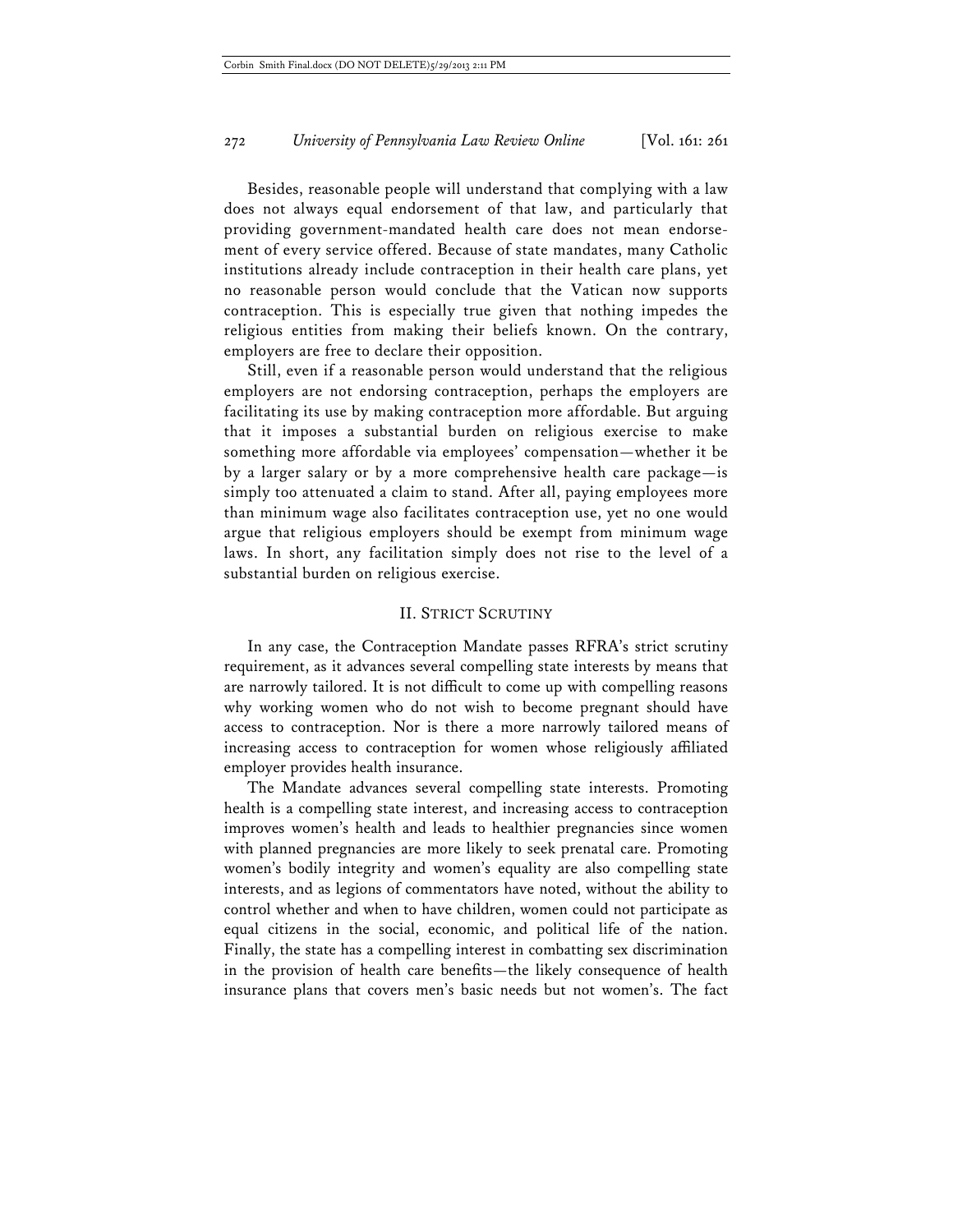Besides, reasonable people will understand that complying with a law does not always equal endorsement of that law, and particularly that providing government-mandated health care does not mean endorsement of every service offered. Because of state mandates, many Catholic institutions already include contraception in their health care plans, yet no reasonable person would conclude that the Vatican now supports contraception. This is especially true given that nothing impedes the religious entities from making their beliefs known. On the contrary, employers are free to declare their opposition.

Still, even if a reasonable person would understand that the religious employers are not endorsing contraception, perhaps the employers are facilitating its use by making contraception more affordable. But arguing that it imposes a substantial burden on religious exercise to make something more affordable via employees' compensation—whether it be by a larger salary or by a more comprehensive health care package—is simply too attenuated a claim to stand. After all, paying employees more than minimum wage also facilitates contraception use, yet no one would argue that religious employers should be exempt from minimum wage laws. In short, any facilitation simply does not rise to the level of a substantial burden on religious exercise.

## II. Strict Scrutiny

In any case, the Contraception Mandate passes RFRA's strict scrutiny requirement, as it advances several compelling state interests by means that are narrowly tailored. It is not difficult to come up with compelling reasons why working women who do not wish to become pregnant should have access to contraception. Nor is there a more narrowly tailored means of increasing access to contraception for women whose religiously affiliated employer provides health insurance.

The Mandate advances several compelling state interests. Promoting health is a compelling state interest, and increasing access to contraception improves women's health and leads to healthier pregnancies since women with planned pregnancies are more likely to seek prenatal care. Promoting women's bodily integrity and women's equality are also compelling state interests, and as legions of commentators have noted, without the ability to control whether and when to have children, women could not participate as equal citizens in the social, economic, and political life of the nation. Finally, the state has a compelling interest in combatting sex discrimination in the provision of health care benefits—the likely consequence of health insurance plans that covers men's basic needs but not women's. The fact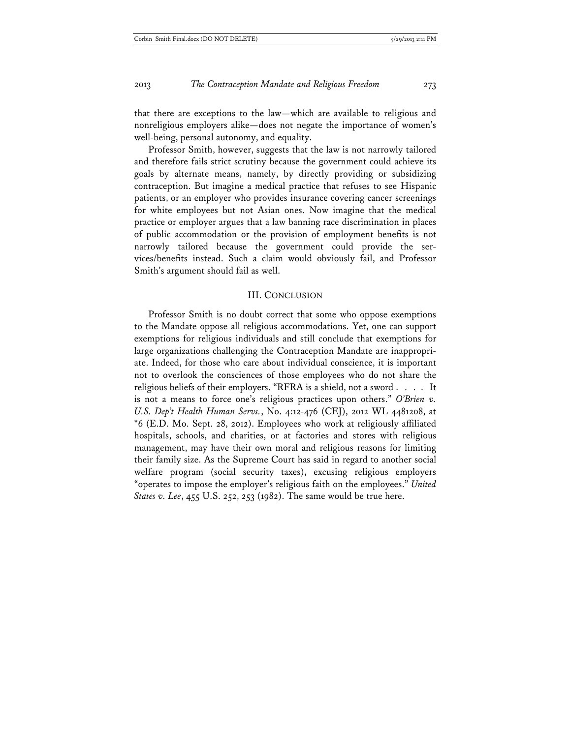that there are exceptions to the law—which are available to religious and nonreligious employers alike—does not negate the importance of women's well-being, personal autonomy, and equality.

Professor Smith, however, suggests that the law is not narrowly tailored and therefore fails strict scrutiny because the government could achieve its goals by alternate means, namely, by directly providing or subsidizing contraception. But imagine a medical practice that refuses to see Hispanic patients, or an employer who provides insurance covering cancer screenings for white employees but not Asian ones. Now imagine that the medical practice or employer argues that a law banning race discrimination in places of public accommodation or the provision of employment benefits is not narrowly tailored because the government could provide the services/benefits instead. Such a claim would obviously fail, and Professor Smith's argument should fail as well.

## III. Conclusion

Professor Smith is no doubt correct that some who oppose exemptions to the Mandate oppose all religious accommodations. Yet, one can support exemptions for religious individuals and still conclude that exemptions for large organizations challenging the Contraception Mandate are inappropriate. Indeed, for those who care about individual conscience, it is important not to overlook the consciences of those employees who do not share the religious beliefs of their employers. "RFRA is a shield, not a sword . . . . It is not a means to force one's religious practices upon others." *O'Brien v. U.S. Dep't Health Human Servs.*, No. 4:12-476 (CEJ), 2012 WL 4481208, at *6 (E.D. Mo. Sept. 28, 2012). Employees who work at religiously affiliated hospitals, schools, and charities, or at factories and stores with religious management, may have their own moral and religious reasons for limiting their family size. As the Supreme Court has said in regard to another social welfare program (social security taxes), excusing religious employers "operates to impose the employer's religious faith on the employees." *United States v. Lee*, 455 U.S. 252, 253 (1982). The same would be true here.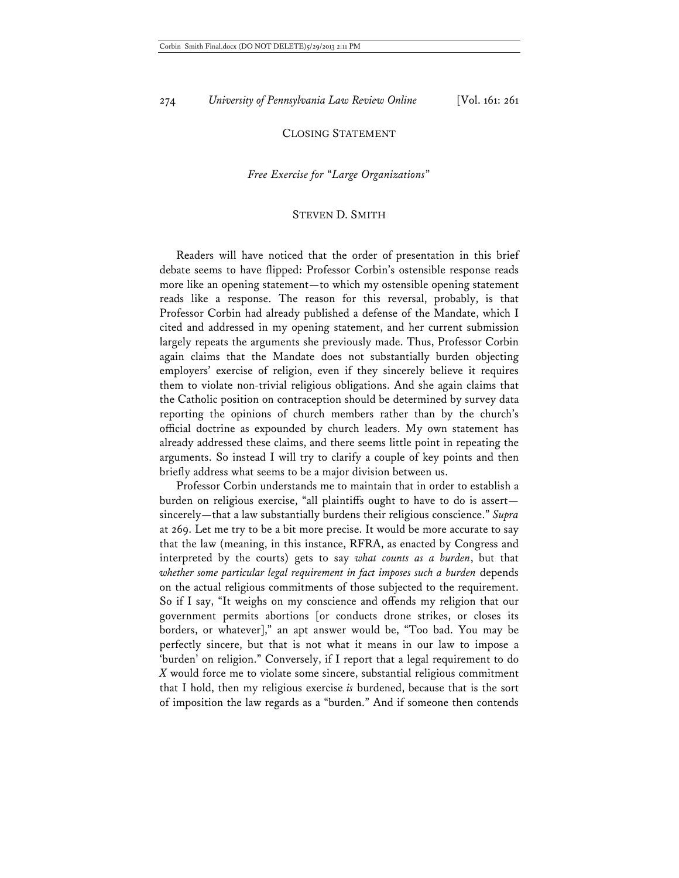CLOSING STATEMENT

*Free Exercise for "Large Organizations"*

STEVEN D. SMITH

Readers will have noticed that the order of presentation in this brief debate seems to have flipped: Professor Corbin's ostensible response reads more like an opening statement—to which my ostensible opening statement reads like a response. The reason for this reversal, probably, is that Professor Corbin had already published a defense of the Mandate, which I cited and addressed in my opening statement, and her current submission largely repeats the arguments she previously made. Thus, Professor Corbin again claims that the Mandate does not substantially burden objecting employers' exercise of religion, even if they sincerely believe it requires them to violate non-trivial religious obligations. And she again claims that the Catholic position on contraception should be determined by survey data reporting the opinions of church members rather than by the church's official doctrine as expounded by church leaders. My own statement has already addressed these claims, and there seems little point in repeating the arguments. So instead I will try to clarify a couple of key points and then briefly address what seems to be a major division between us.

Professor Corbin understands me to maintain that in order to establish a burden on religious exercise, "all plaintiffs ought to have to do is assert—sincerely—that a law substantially burdens their religious conscience." *Supra* at 269. Let me try to be a bit more precise. It would be more accurate to say that the law (meaning, in this instance, RFRA, as enacted by Congress and interpreted by the courts) gets to say *what counts as a burden*, but that *whether some particular legal requirement in fact imposes such a burden* depends on the actual religious commitments of those subjected to the requirement. So if I say, "It weighs on my conscience and offends my religion that our government permits abortions [or conducts drone strikes, or closes its borders, or whatever]," an apt answer would be, "Too bad. You may be perfectly sincere, but that is not what it means in our law to impose a 'burden' on religion." Conversely, if I report that a legal requirement to do *X* would force me to violate some sincere, substantial religious commitment that I hold, then my religious exercise *is* burdened, because that is the sort of imposition the law regards as a "burden." And if someone then contends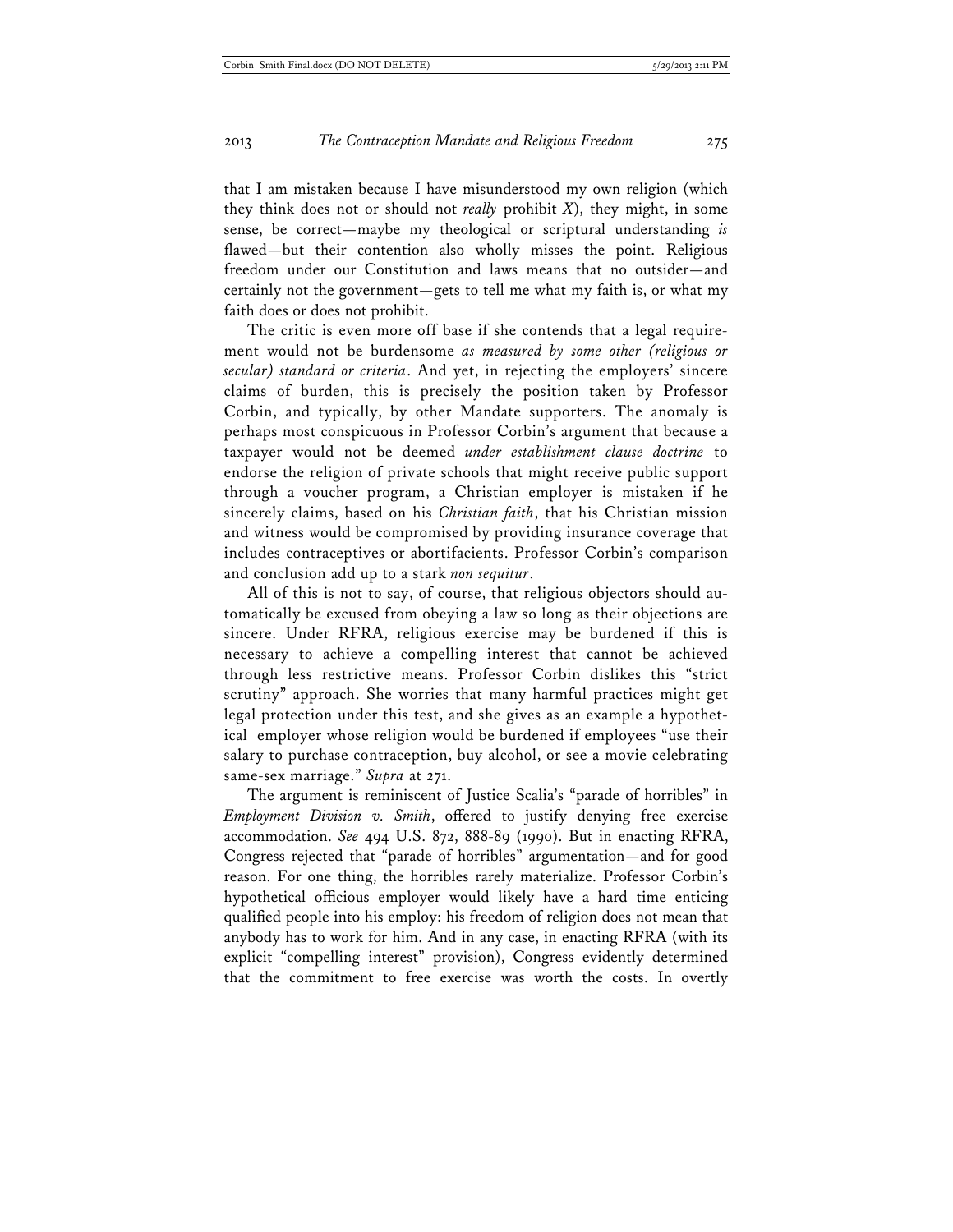that I am mistaken because I have misunderstood my own religion (which they think does not or should not *really* prohibit *X*), they might, in some sense, be correct—maybe my theological or scriptural understanding *is* flawed—but their contention also wholly misses the point. Religious freedom under our Constitution and laws means that no outsider—and certainly not the government—gets to tell me what my faith is, or what my faith does or does not prohibit.

The critic is even more off base if she contends that a legal requirement would not be burdensome *as measured by some other (religious or secular) standard or criteria*. And yet, in rejecting the employers' sincere claims of burden, this is precisely the position taken by Professor Corbin, and typically, by other Mandate supporters. The anomaly is perhaps most conspicuous in Professor Corbin's argument that because a taxpayer would not be deemed *under establishment clause doctrine* to endorse the religion of private schools that might receive public support through a voucher program, a Christian employer is mistaken if he sincerely claims, based on his *Christian faith*, that his Christian mission and witness would be compromised by providing insurance coverage that includes contraceptives or abortifacients. Professor Corbin's comparison and conclusion add up to a stark *non sequitur*.

All of this is not to say, of course, that religious objectors should automatically be excused from obeying a law so long as their objections are sincere. Under RFRA, religious exercise may be burdened if this is necessary to achieve a compelling interest that cannot be achieved through less restrictive means. Professor Corbin dislikes this "strict scrutiny" approach. She worries that many harmful practices might get legal protection under this test, and she gives as an example a hypothetical employer whose religion would be burdened if employees "use their salary to purchase contraception, buy alcohol, or see a movie celebrating same-sex marriage." *Supra* at 271.

The argument is reminiscent of Justice Scalia's "parade of horribles" in *Employment Division v. Smith*, offered to justify denying free exercise accommodation. *See* 494 U.S. 872, 888-89 (1990). But in enacting RFRA, Congress rejected that "parade of horribles" argumentation—and for good reason. For one thing, the horribles rarely materialize. Professor Corbin's hypothetical officious employer would likely have a hard time enticing qualified people into his employ: his freedom of religion does not mean that anybody has to work for him. And in any case, in enacting RFRA (with its explicit "compelling interest" provision), Congress evidently determined that the commitment to free exercise was worth the costs. In overtly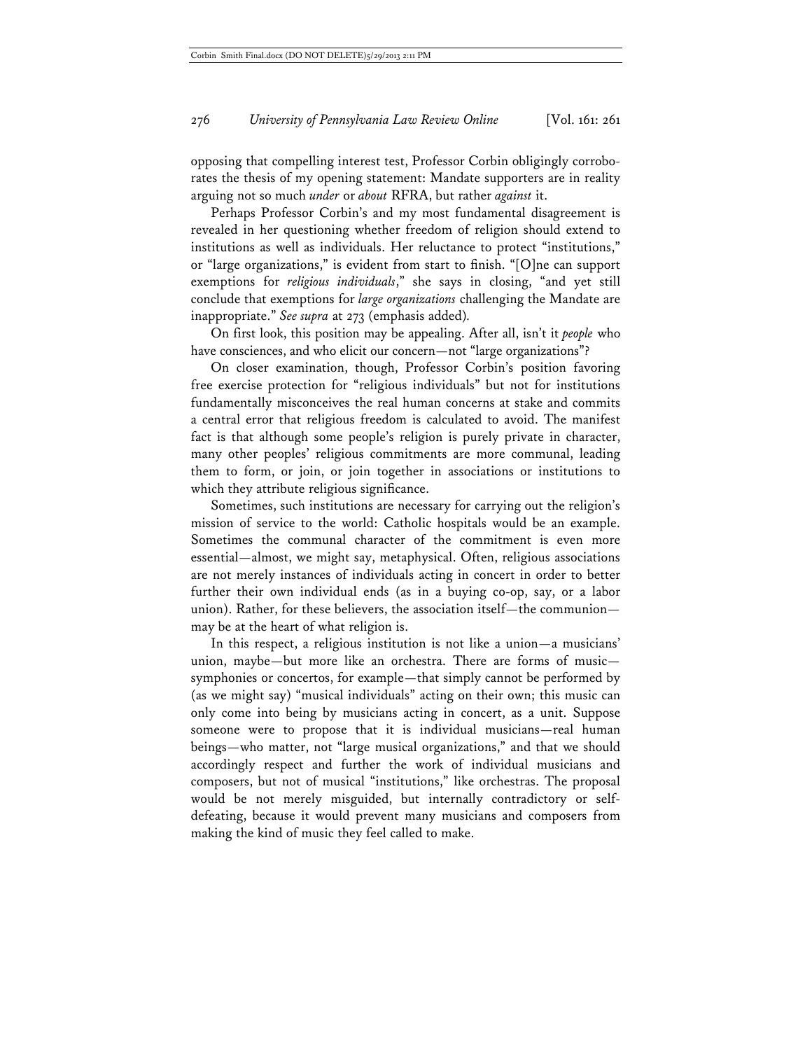opposing that compelling interest test, Professor Corbin obligingly corroborates the thesis of my opening statement: Mandate supporters are in reality arguing not so much *under* or *about* RFRA, but rather *against* it.

Perhaps Professor Corbin's and my most fundamental disagreement is revealed in her questioning whether freedom of religion should extend to institutions as well as individuals. Her reluctance to protect "institutions," or "large organizations," is evident from start to finish. "[O]ne can support exemptions for *religious individuals*," she says in closing, "and yet still conclude that exemptions for *large organizations* challenging the Mandate are inappropriate." *See supra* at 273 (emphasis added).

On first look, this position may be appealing. After all, isn't it *people* who have consciences, and who elicit our concern—not "large organizations"?

On closer examination, though, Professor Corbin's position favoring free exercise protection for "religious individuals" but not for institutions fundamentally misconceives the real human concerns at stake and commits a central error that religious freedom is calculated to avoid. The manifest fact is that although some people's religion is purely private in character, many other peoples' religious commitments are more communal, leading them to form, or join, or join together in associations or institutions to which they attribute religious significance.

Sometimes, such institutions are necessary for carrying out the religion's mission of service to the world: Catholic hospitals would be an example. Sometimes the communal character of the commitment is even more essential—almost, we might say, metaphysical. Often, religious associations are not merely instances of individuals acting in concert in order to better further their own individual ends (as in a buying co-op, say, or a labor union). Rather, for these believers, the association itself—the communion—may be at the heart of what religion is.

In this respect, a religious institution is not like a union—a musicians' union, maybe—but more like an orchestra. There are forms of music—symphonies or concertos, for example—that simply cannot be performed by (as we might say) "musical individuals" acting on their own; this music can only come into being by musicians acting in concert, as a unit. Suppose someone were to propose that it is individual musicians—real human beings—who matter, not "large musical organizations," and that we should accordingly respect and further the work of individual musicians and composers, but not of musical "institutions," like orchestras. The proposal would be not merely misguided, but internally contradictory or self-defeating, because it would prevent many musicians and composers from making the kind of music they feel called to make.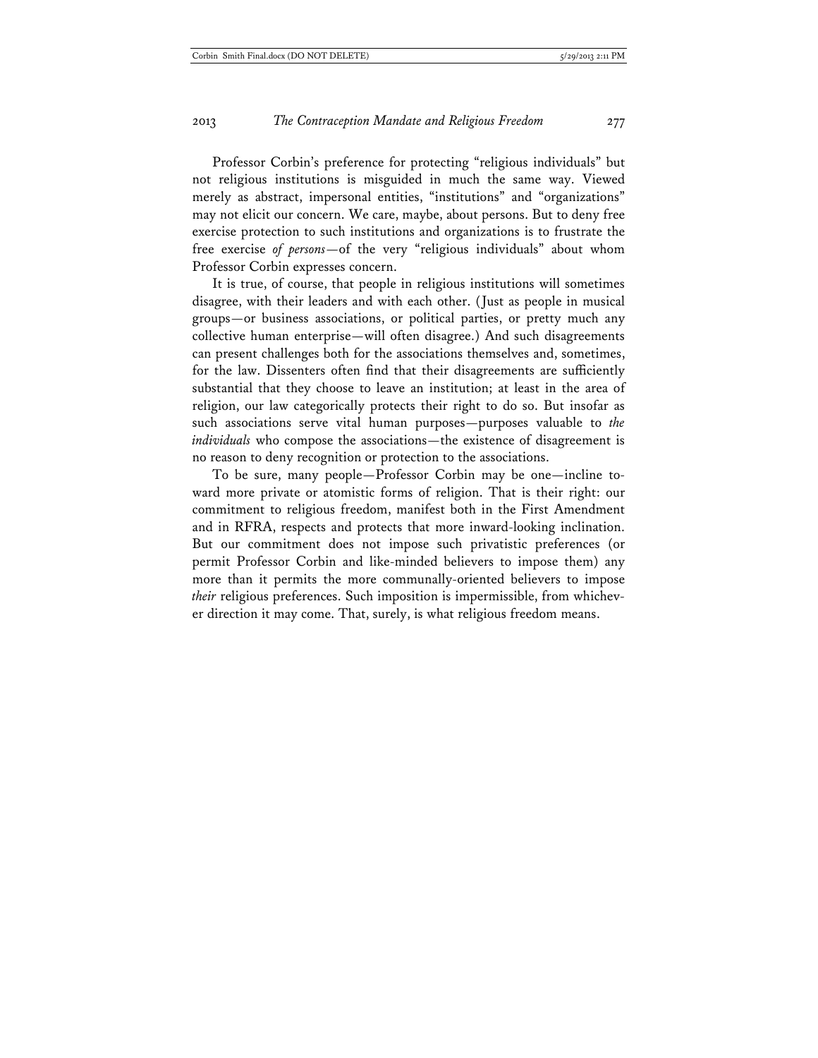Professor Corbin's preference for protecting "religious individuals" but not religious institutions is misguided in much the same way. Viewed merely as abstract, impersonal entities, "institutions" and "organizations" may not elicit our concern. We care, maybe, about persons. But to deny free exercise protection to such institutions and organizations is to frustrate the free exercise *of persons*—of the very "religious individuals" about whom Professor Corbin expresses concern.

It is true, of course, that people in religious institutions will sometimes disagree, with their leaders and with each other. (Just as people in musical groups—or business associations, or political parties, or pretty much any collective human enterprise—will often disagree.) And such disagreements can present challenges both for the associations themselves and, sometimes, for the law. Dissenters often find that their disagreements are sufficiently substantial that they choose to leave an institution; at least in the area of religion, our law categorically protects their right to do so. But insofar as such associations serve vital human purposes—purposes valuable to *the individuals* who compose the associations—the existence of disagreement is no reason to deny recognition or protection to the associations.

To be sure, many people—Professor Corbin may be one—incline toward more private or atomistic forms of religion. That is their right: our commitment to religious freedom, manifest both in the First Amendment and in RFRA, respects and protects that more inward-looking inclination. But our commitment does not impose such privatistic preferences (or permit Professor Corbin and like-minded believers to impose them) any more than it permits the more communally-oriented believers to impose *their* religious preferences. Such imposition is impermissible, from whichever direction it may come. That, surely, is what religious freedom means.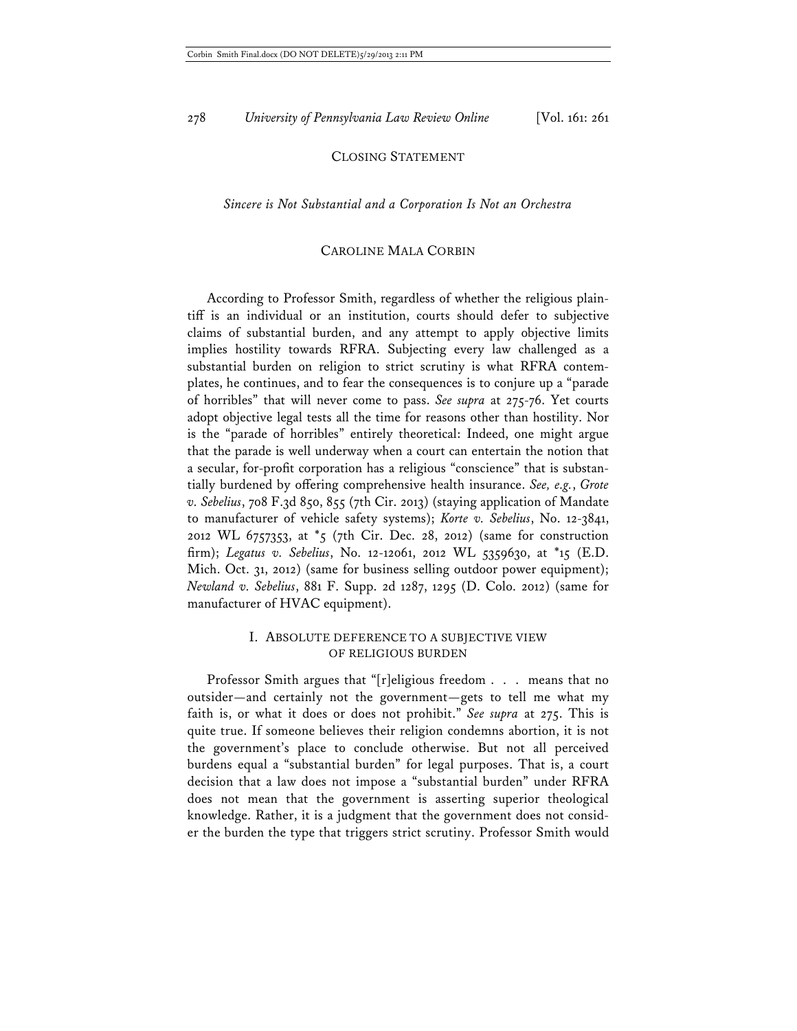## CLOSING STATEMENT

### *Sincere is Not Substantial and a Corporation Is Not an Orchestra*

CAROLINE MALA CORBIN

According to Professor Smith, regardless of whether the religious plaintiff is an individual or an institution, courts should defer to subjective claims of substantial burden, and any attempt to apply objective limits implies hostility towards RFRA. Subjecting every law challenged as a substantial burden on religion to strict scrutiny is what RFRA contemplates, he continues, and to fear the consequences is to conjure up a "parade of horribles" that will never come to pass. *See supra* at 275-76. Yet courts adopt objective legal tests all the time for reasons other than hostility. Nor is the "parade of horribles" entirely theoretical: Indeed, one might argue that the parade is well underway when a court can entertain the notion that a secular, for-profit corporation has a religious "conscience" that is substantially burdened by offering comprehensive health insurance. *See, e.g.*, *Grote v. Sebelius*, 708 F.3d 850, 855 (7th Cir. 2013) (staying application of Mandate to manufacturer of vehicle safety systems); *Korte v. Sebelius*, No. 12-3841, 2012 WL 6757353, at *5 (7th Cir. Dec. 28, 2012) (same for construction firm); *Legatus v. Sebelius*, No. 12-12061, 2012 WL 5359630, at *15 (E.D. Mich. Oct. 31, 2012) (same for business selling outdoor power equipment); *Newland v. Sebelius*, 881 F. Supp. 2d 1287, 1295 (D. Colo. 2012) (same for manufacturer of HVAC equipment).

### I. ABSOLUTE DEFERENCE TO A SUBJECTIVE VIEW OF RELIGIOUS BURDEN

Professor Smith argues that "[r]eligious freedom . . . means that no outsider—and certainly not the government—gets to tell me what my faith is, or what it does or does not prohibit." *See supra* at 275. This is quite true. If someone believes their religion condemns abortion, it is not the government's place to conclude otherwise. But not all perceived burdens equal a "substantial burden" for legal purposes. That is, a court decision that a law does not impose a "substantial burden" under RFRA does not mean that the government is asserting superior theological knowledge. Rather, it is a judgment that the government does not consider the burden the type that triggers strict scrutiny. Professor Smith would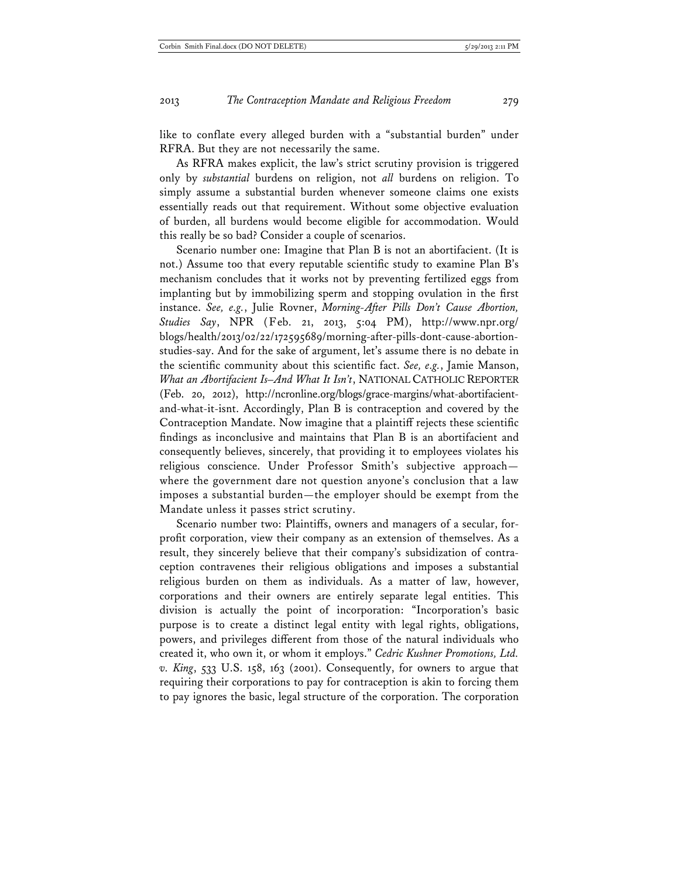like to conflate every alleged burden with a "substantial burden" under RFRA. But they are not necessarily the same.

As RFRA makes explicit, the law's strict scrutiny provision is triggered only by *substantial* burdens on religion, not *all* burdens on religion. To simply assume a substantial burden whenever someone claims one exists essentially reads out that requirement. Without some objective evaluation of burden, all burdens would become eligible for accommodation. Would this really be so bad? Consider a couple of scenarios.

Scenario number one: Imagine that Plan B is not an abortifacient. (It is not.) Assume too that every reputable scientific study to examine Plan B's mechanism concludes that it works not by preventing fertilized eggs from implanting but by immobilizing sperm and stopping ovulation in the first instance. *See, e.g.*, Julie Rovner, *Morning-After Pills Don't Cause Abortion, Studies Say*, NPR (Feb. 21, 2013, 5:04 PM), http://www.npr.org/blogs/health/2013/02/22/172595689/morning-after-pills-dont-cause-abortion-studies-say. And for the sake of argument, let's assume there is no debate in the scientific community about this scientific fact. *See, e.g.*, Jamie Manson, *What an Abortifacient Is–And What It Isn't*, NATIONAL CATHOLIC REPORTER (Feb. 20, 2012), http://ncronline.org/blogs/grace-margins/what-abortifacient-and-what-it-isnt. Accordingly, Plan B is contraception and covered by the Contraception Mandate. Now imagine that a plaintiff rejects these scientific findings as inconclusive and maintains that Plan B is an abortifacient and consequently believes, sincerely, that providing it to employees violates his religious conscience. Under Professor Smith's subjective approach—where the government dare not question anyone's conclusion that a law imposes a substantial burden—the employer should be exempt from the Mandate unless it passes strict scrutiny.

Scenario number two: Plaintiffs, owners and managers of a secular, for-profit corporation, view their company as an extension of themselves. As a result, they sincerely believe that their company's subsidization of contraception contravenes their religious obligations and imposes a substantial religious burden on them as individuals. As a matter of law, however, corporations and their owners are entirely separate legal entities. This division is actually the point of incorporation: "Incorporation's basic purpose is to create a distinct legal entity with legal rights, obligations, powers, and privileges different from those of the natural individuals who created it, who own it, or whom it employs." *Cedric Kushner Promotions, Ltd. v. King*, 533 U.S. 158, 163 (2001). Consequently, for owners to argue that requiring their corporations to pay for contraception is akin to forcing them to pay ignores the basic, legal structure of the corporation. The corporation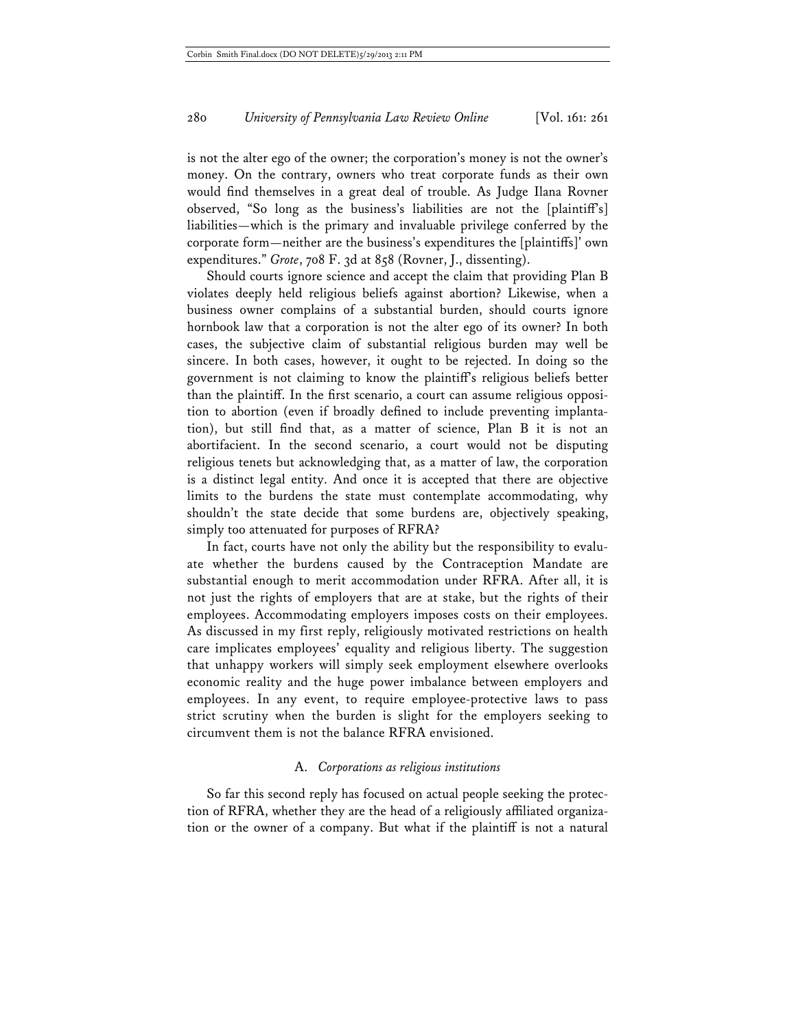is not the alter ego of the owner; the corporation's money is not the owner's money. On the contrary, owners who treat corporate funds as their own would find themselves in a great deal of trouble. As Judge Ilana Rovner observed, "So long as the business's liabilities are not the [plaintiff's] liabilities—which is the primary and invaluable privilege conferred by the corporate form—neither are the business's expenditures the [plaintiffs]' own expenditures." *Grote*, 708 F. 3d at 858 (Rovner, J., dissenting).

Should courts ignore science and accept the claim that providing Plan B violates deeply held religious beliefs against abortion? Likewise, when a business owner complains of a substantial burden, should courts ignore hornbook law that a corporation is not the alter ego of its owner? In both cases, the subjective claim of substantial religious burden may well be sincere. In both cases, however, it ought to be rejected. In doing so the government is not claiming to know the plaintiff's religious beliefs better than the plaintiff. In the first scenario, a court can assume religious opposition to abortion (even if broadly defined to include preventing implantation), but still find that, as a matter of science, Plan B it is not an abortifacient. In the second scenario, a court would not be disputing religious tenets but acknowledging that, as a matter of law, the corporation is a distinct legal entity. And once it is accepted that there are objective limits to the burdens the state must contemplate accommodating, why shouldn't the state decide that some burdens are, objectively speaking, simply too attenuated for purposes of RFRA?

In fact, courts have not only the ability but the responsibility to evaluate whether the burdens caused by the Contraception Mandate are substantial enough to merit accommodation under RFRA. After all, it is not just the rights of employers that are at stake, but the rights of their employees. Accommodating employers imposes costs on their employees. As discussed in my first reply, religiously motivated restrictions on health care implicates employees' equality and religious liberty. The suggestion that unhappy workers will simply seek employment elsewhere overlooks economic reality and the huge power imbalance between employers and employees. In any event, to require employee-protective laws to pass strict scrutiny when the burden is slight for the employers seeking to circumvent them is not the balance RFRA envisioned.

### A. *Corporations as religious institutions*

So far this second reply has focused on actual people seeking the protection of RFRA, whether they are the head of a religiously affiliated organization or the owner of a company. But what if the plaintiff is not a natural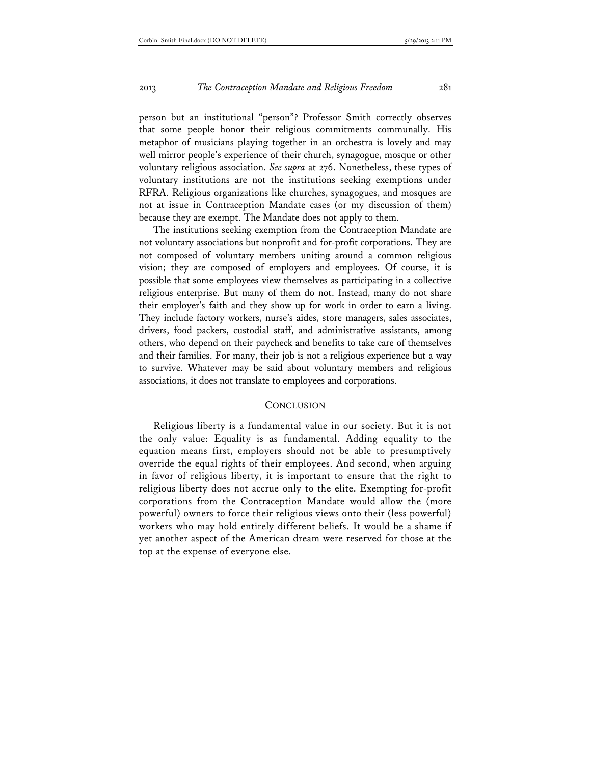person but an institutional "person"? Professor Smith correctly observes that some people honor their religious commitments communally. His metaphor of musicians playing together in an orchestra is lovely and may well mirror people's experience of their church, synagogue, mosque or other voluntary religious association. *See supra* at 276. Nonetheless, these types of voluntary institutions are not the institutions seeking exemptions under RFRA. Religious organizations like churches, synagogues, and mosques are not at issue in Contraception Mandate cases (or my discussion of them) because they are exempt. The Mandate does not apply to them.

The institutions seeking exemption from the Contraception Mandate are not voluntary associations but nonprofit and for-profit corporations. They are not composed of voluntary members uniting around a common religious vision; they are composed of employers and employees. Of course, it is possible that some employees view themselves as participating in a collective religious enterprise. But many of them do not. Instead, many do not share their employer's faith and they show up for work in order to earn a living. They include factory workers, nurse's aides, store managers, sales associates, drivers, food packers, custodial staff, and administrative assistants, among others, who depend on their paycheck and benefits to take care of themselves and their families. For many, their job is not a religious experience but a way to survive. Whatever may be said about voluntary members and religious associations, it does not translate to employees and corporations.

## CONCLUSION

Religious liberty is a fundamental value in our society. But it is not the only value: Equality is as fundamental. Adding equality to the equation means first, employers should not be able to presumptively override the equal rights of their employees. And second, when arguing in favor of religious liberty, it is important to ensure that the right to religious liberty does not accrue only to the elite. Exempting for-profit corporations from the Contraception Mandate would allow the (more powerful) owners to force their religious views onto their (less powerful) workers who may hold entirely different beliefs. It would be a shame if yet another aspect of the American dream were reserved for those at the top at the expense of everyone else.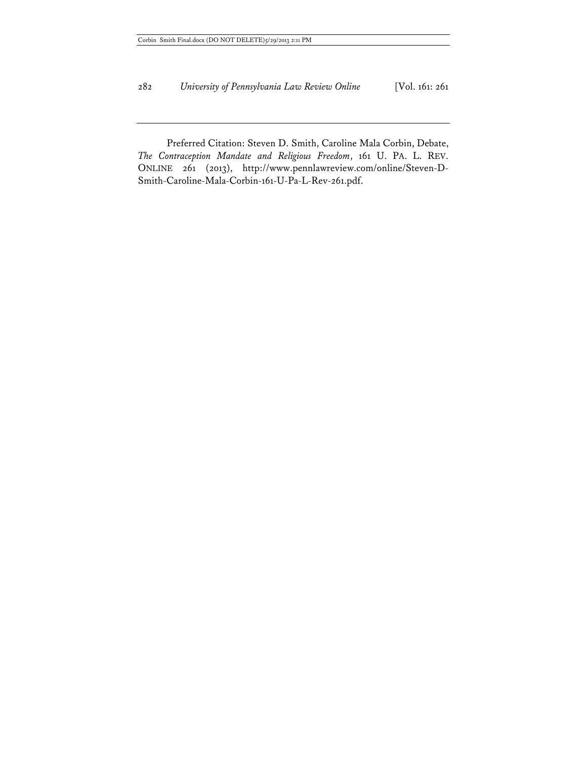Preferred Citation: Steven D. Smith, Caroline Mala Corbin, Debate, *The Contraception Mandate and Religious Freedom*, 161 U. PA. L. REV. ONLINE 261 (2013), http://www.pennlawreview.com/online/Steven-D-Smith-Caroline-Mala-Corbin-161-U-Pa-L-Rev-261.pdf.